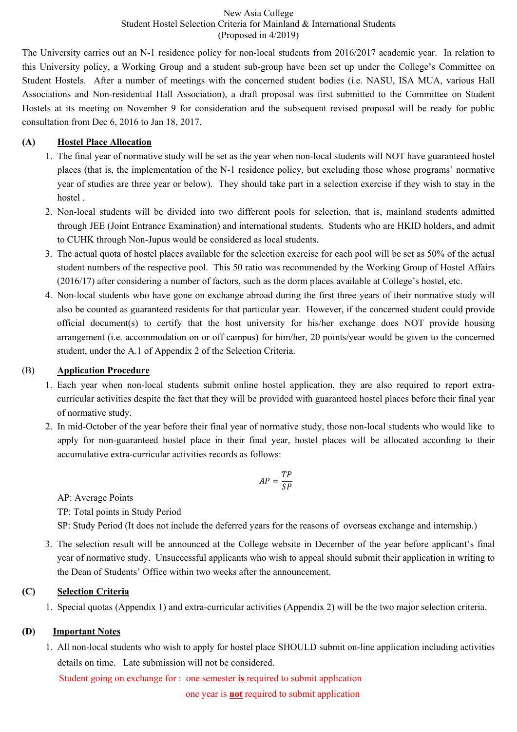# New Asia College
## Student Hostel Selection Criteria for Mainland & International Students
(Proposed in 4/2019)

The University carries out an N-1 residence policy for non-local students from 2016/2017 academic year. In relation to this University policy, a Working Group and a student sub-group have been set up under the College's Committee on Student Hostels. After a number of meetings with the concerned student bodies (i.e. NASU, ISA MUA, various Hall Associations and Non-residential Hall Association), a draft proposal was first submitted to the Committee on Student Hostels at its meeting on November 9 for consideration and the subsequent revised proposal will be ready for public consultation from Dec 6, 2016 to Jan 18, 2017.

### (A) Hostel Place Allocation

1. The final year of normative study will be set as the year when non-local students will NOT have guaranteed hostel places (that is, the implementation of the N-1 residence policy, but excluding those whose programs' normative year of studies are three year or below). They should take part in a selection exercise if they wish to stay in the hostel .
2. Non-local students will be divided into two different pools for selection, that is, mainland students admitted through JEE (Joint Entrance Examination) and international students. Students who are HKID holders, and admit to CUHK through Non-Jupus would be considered as local students.
3. The actual quota of hostel places available for the selection exercise for each pool will be set as 50% of the actual student numbers of the respective pool. This 50 ratio was recommended by the Working Group of Hostel Affairs (2016/17) after considering a number of factors, such as the dorm places available at College's hostel, etc.
4. Non-local students who have gone on exchange abroad during the first three years of their normative study will also be counted as guaranteed residents for that particular year. However, if the concerned student could provide official document(s) to certify that the host university for his/her exchange does NOT provide housing arrangement (i.e. accommodation on or off campus) for him/her, 20 points/year would be given to the concerned student, under the A.1 of Appendix 2 of the Selection Criteria.

### (B) Application Procedure

1. Each year when non-local students submit online hostel application, they are also required to report extra-curricular activities despite the fact that they will be provided with guaranteed hostel places before their final year of normative study.
2. In mid-October of the year before their final year of normative study, those non-local students who would like to apply for non-guaranteed hostel place in their final year, hostel places will be allocated according to their accumulative extra-curricular activities records as follows:

$$AP = \frac{TP}{SP}$$

   AP: Average Points
   TP: Total points in Study Period
   SP: Study Period (It does not include the deferred years for the reasons of overseas exchange and internship.)

3. The selection result will be announced at the College website in December of the year before applicant's final year of normative study. Unsuccessful applicants who wish to appeal should submit their application in writing to the Dean of Students' Office within two weeks after the announcement.

### (C) Selection Criteria

1. Special quotas (Appendix 1) and extra-curricular activities (Appendix 2) will be the two major selection criteria.

### (D) Important Notes

1. All non-local students who wish to apply for hostel place SHOULD submit on-line application including activities details on time. Late submission will not be considered.

   Student going on exchange for : one semester **is** required to submit application
   one year is **not** required to submit application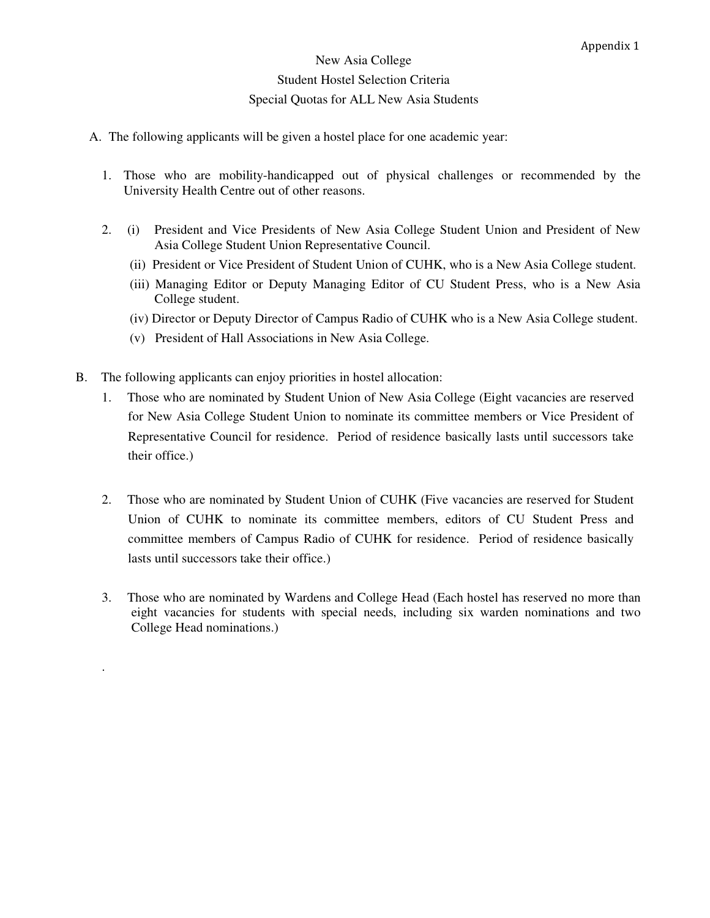Appendix 1

# New Asia College
## Student Hostel Selection Criteria
## Special Quotas for ALL New Asia Students

A. The following applicants will be given a hostel place for one academic year:

1. Those who are mobility-handicapped out of physical challenges or recommended by the University Health Centre out of other reasons.

2. (i) President and Vice Presidents of New Asia College Student Union and President of New Asia College Student Union Representative Council.
   (ii) President or Vice President of Student Union of CUHK, who is a New Asia College student.
   (iii) Managing Editor or Deputy Managing Editor of CU Student Press, who is a New Asia College student.
   (iv) Director or Deputy Director of Campus Radio of CUHK who is a New Asia College student.
   (v) President of Hall Associations in New Asia College.

B. The following applicants can enjoy priorities in hostel allocation:

1. Those who are nominated by Student Union of New Asia College (Eight vacancies are reserved for New Asia College Student Union to nominate its committee members or Vice President of Representative Council for residence. Period of residence basically lasts until successors take their office.)

2. Those who are nominated by Student Union of CUHK (Five vacancies are reserved for Student Union of CUHK to nominate its committee members, editors of CU Student Press and committee members of Campus Radio of CUHK for residence. Period of residence basically lasts until successors take their office.)

3. Those who are nominated by Wardens and College Head (Each hostel has reserved no more than eight vacancies for students with special needs, including six warden nominations and two College Head nominations.)

.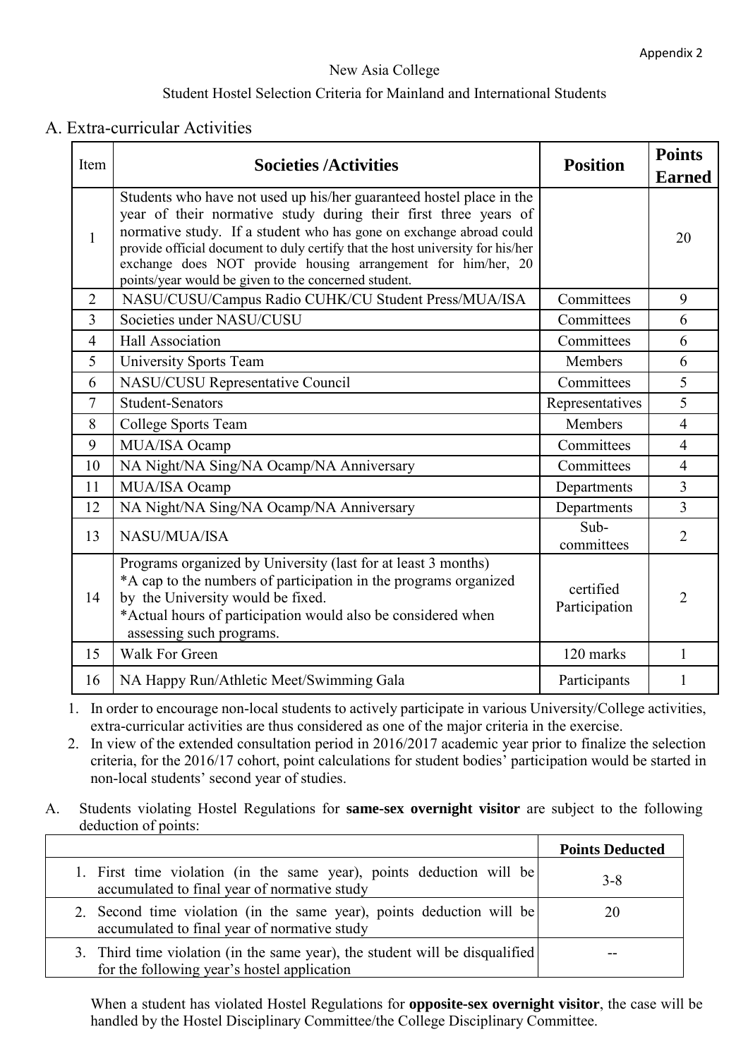Appendix 2

New Asia College

Student Hostel Selection Criteria for Mainland and International Students

## A. Extra-curricular Activities

| Item | Societies /Activities | Position | Points Earned |
|---|---|---|---|
| 1 | Students who have not used up his/her guaranteed hostel place in the year of their normative study during their first three years of normative study. If a student who has gone on exchange abroad could provide official document to duly certify that the host university for his/her exchange does NOT provide housing arrangement for him/her, 20 points/year would be given to the concerned student. | | 20 |
| 2 | NASU/CUSU/Campus Radio CUHK/CU Student Press/MUA/ISA | Committees | 9 |
| 3 | Societies under NASU/CUSU | Committees | 6 |
| 4 | Hall Association | Committees | 6 |
| 5 | University Sports Team | Members | 6 |
| 6 | NASU/CUSU Representative Council | Committees | 5 |
| 7 | Student-Senators | Representatives | 5 |
| 8 | College Sports Team | Members | 4 |
| 9 | MUA/ISA Ocamp | Committees | 4 |
| 10 | NA Night/NA Sing/NA Ocamp/NA Anniversary | Committees | 4 |
| 11 | MUA/ISA Ocamp | Departments | 3 |
| 12 | NA Night/NA Sing/NA Ocamp/NA Anniversary | Departments | 3 |
| 13 | NASU/MUA/ISA | Sub-committees | 2 |
| 14 | Programs organized by University (last for at least 3 months)<br>*A cap to the numbers of participation in the programs organized by the University would be fixed.<br>*Actual hours of participation would also be considered when assessing such programs. | certified Participation | 2 |
| 15 | Walk For Green | 120 marks | 1 |
| 16 | NA Happy Run/Athletic Meet/Swimming Gala | Participants | 1 |

1. In order to encourage non-local students to actively participate in various University/College activities, extra-curricular activities are thus considered as one of the major criteria in the exercise.
2. In view of the extended consultation period in 2016/2017 academic year prior to finalize the selection criteria, for the 2016/17 cohort, point calculations for student bodies' participation would be started in non-local students' second year of studies.

A. Students violating Hostel Regulations for **same-sex overnight visitor** are subject to the following deduction of points:

| | Points Deducted |
|---|---|
| 1. First time violation (in the same year), points deduction will be accumulated to final year of normative study | 3-8 |
| 2. Second time violation (in the same year), points deduction will be accumulated to final year of normative study | 20 |
| 3. Third time violation (in the same year), the student will be disqualified for the following year's hostel application | -- |

When a student has violated Hostel Regulations for **opposite-sex overnight visitor**, the case will be handled by the Hostel Disciplinary Committee/the College Disciplinary Committee.